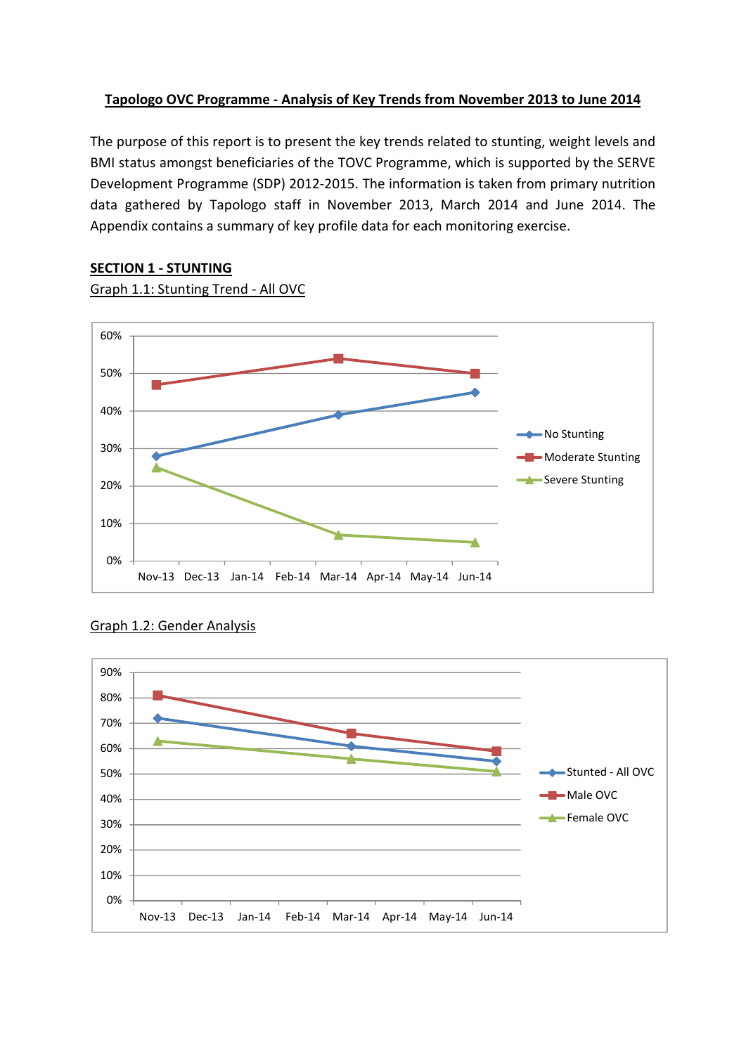# Tapologo OVC Programme - Analysis of Key Trends from November 2013 to June 2014

The purpose of this report is to present the key trends related to stunting, weight levels and BMI status amongst beneficiaries of the TOVC Programme, which is supported by the SERVE Development Programme (SDP) 2012-2015. The information is taken from primary nutrition data gathered by Tapologo staff in November 2013, March 2014 and June 2014. The Appendix contains a summary of key profile data for each monitoring exercise.

## SECTION 1 - STUNTING

Graph 1.1: Stunting Trend - All OVC

Graph 1.2: Gender Analysis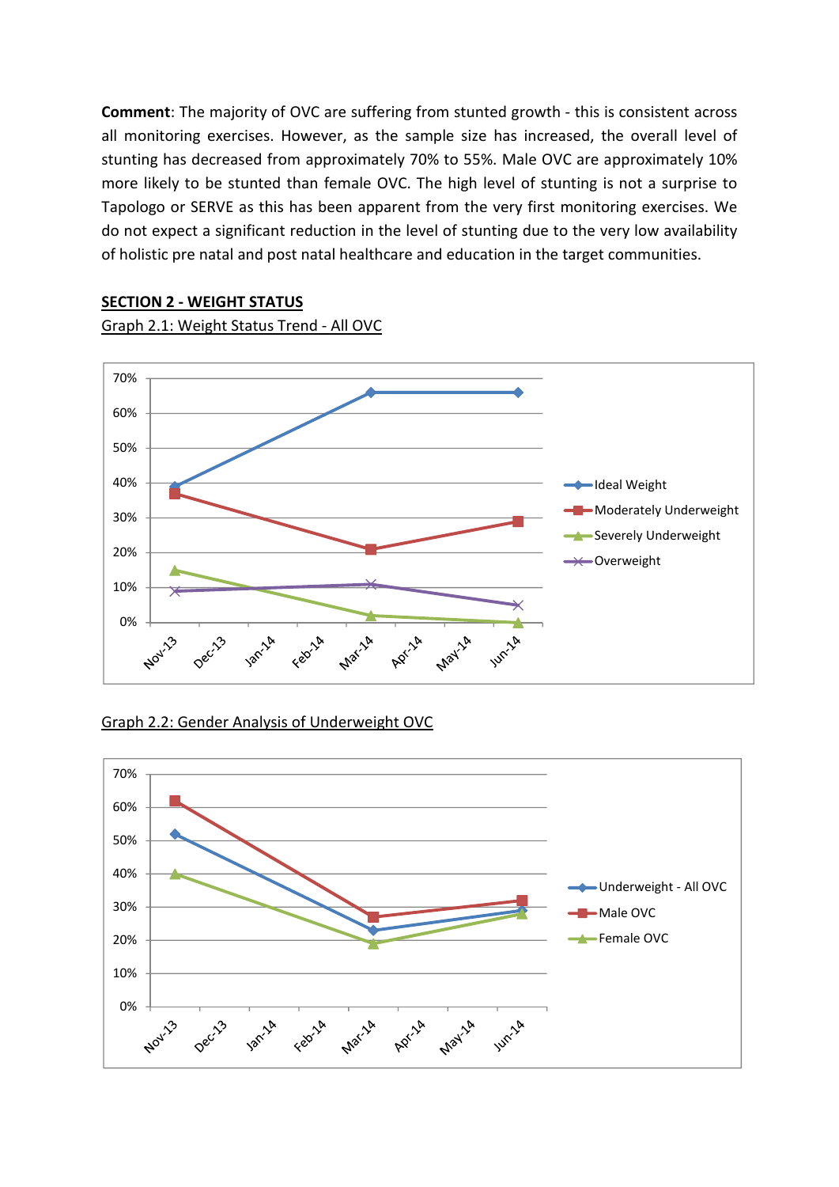**Comment**: The majority of OVC are suffering from stunted growth - this is consistent across all monitoring exercises. However, as the sample size has increased, the overall level of stunting has decreased from approximately 70% to 55%. Male OVC are approximately 10% more likely to be stunted than female OVC. The high level of stunting is not a surprise to Tapologo or SERVE as this has been apparent from the very first monitoring exercises. We do not expect a significant reduction in the level of stunting due to the very low availability of holistic pre natal and post natal healthcare and education in the target communities.

## SECTION 2 - WEIGHT STATUS

Graph 2.1: Weight Status Trend - All OVC

Graph 2.2: Gender Analysis of Underweight OVC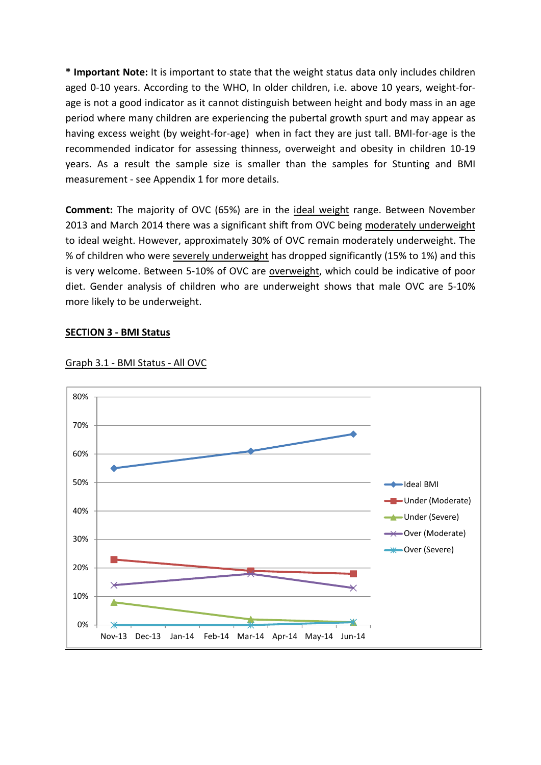*** Important Note:** It is important to state that the weight status data only includes children aged 0-10 years. According to the WHO, In older children, i.e. above 10 years, weight-for-age is not a good indicator as it cannot distinguish between height and body mass in an age period where many children are experiencing the pubertal growth spurt and may appear as having excess weight (by weight-for-age) when in fact they are just tall. BMI-for-age is the recommended indicator for assessing thinness, overweight and obesity in children 10-19 years. As a result the sample size is smaller than the samples for Stunting and BMI measurement - see Appendix 1 for more details.

**Comment:** The majority of OVC (65%) are in the ideal weight range. Between November 2013 and March 2014 there was a significant shift from OVC being moderately underweight to ideal weight. However, approximately 30% of OVC remain moderately underweight. The % of children who were severely underweight has dropped significantly (15% to 1%) and this is very welcome. Between 5-10% of OVC are overweight, which could be indicative of poor diet. Gender analysis of children who are underweight shows that male OVC are 5-10% more likely to be underweight.

## SECTION 3 - BMI Status

Graph 3.1 - BMI Status - All OVC

| | Nov-13 | Mar-14 | Jun-14 |
|---|---|---|---|
| Ideal BMI | 55% | 61% | 67% |
| Under (Moderate) | 23% | 19% | 18% |
| Under (Severe) | 8% | 2% | 1% |
| Over (Moderate) | 14% | 18% | 13% |
| Over (Severe) | 0% | 0% | 1% |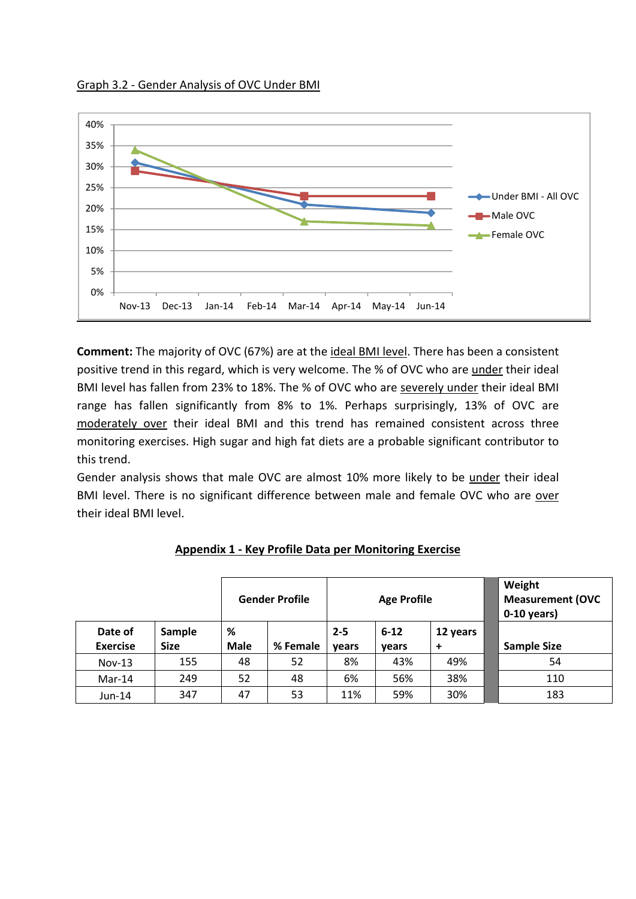Graph 3.2 - Gender Analysis of OVC Under BMI

40%
35%
30%
25%
20%
15%
10%
5%
0%

Nov-13 Dec-13 Jan-14 Feb-14 Mar-14 Apr-14 May-14 Jun-14

Under BMI - All OVC
Male OVC
Female OVC

**Comment:** The majority of OVC (67%) are at the ideal BMI level. There has been a consistent positive trend in this regard, which is very welcome. The % of OVC who are under their ideal BMI level has fallen from 23% to 18%. The % of OVC who are severely under their ideal BMI range has fallen significantly from 8% to 1%. Perhaps surprisingly, 13% of OVC are moderately over their ideal BMI and this trend has remained consistent across three monitoring exercises. High sugar and high fat diets are a probable significant contributor to this trend.

Gender analysis shows that male OVC are almost 10% more likely to be under their ideal BMI level. There is no significant difference between male and female OVC who are over their ideal BMI level.

## Appendix 1 - Key Profile Data per Monitoring Exercise

| | | Gender Profile | | Age Profile | | | Weight Measurement (OVC 0-10 years) |
|---|---|---|---|---|---|---|---|
| **Date of Exercise** | **Sample Size** | **% Male** | **% Female** | **2-5 years** | **6-12 years** | **12 years +** | **Sample Size** |
| Nov-13 | 155 | 48 | 52 | 8% | 43% | 49% | 54 |
| Mar-14 | 249 | 52 | 48 | 6% | 56% | 38% | 110 |
| Jun-14 | 347 | 47 | 53 | 11% | 59% | 30% | 183 |